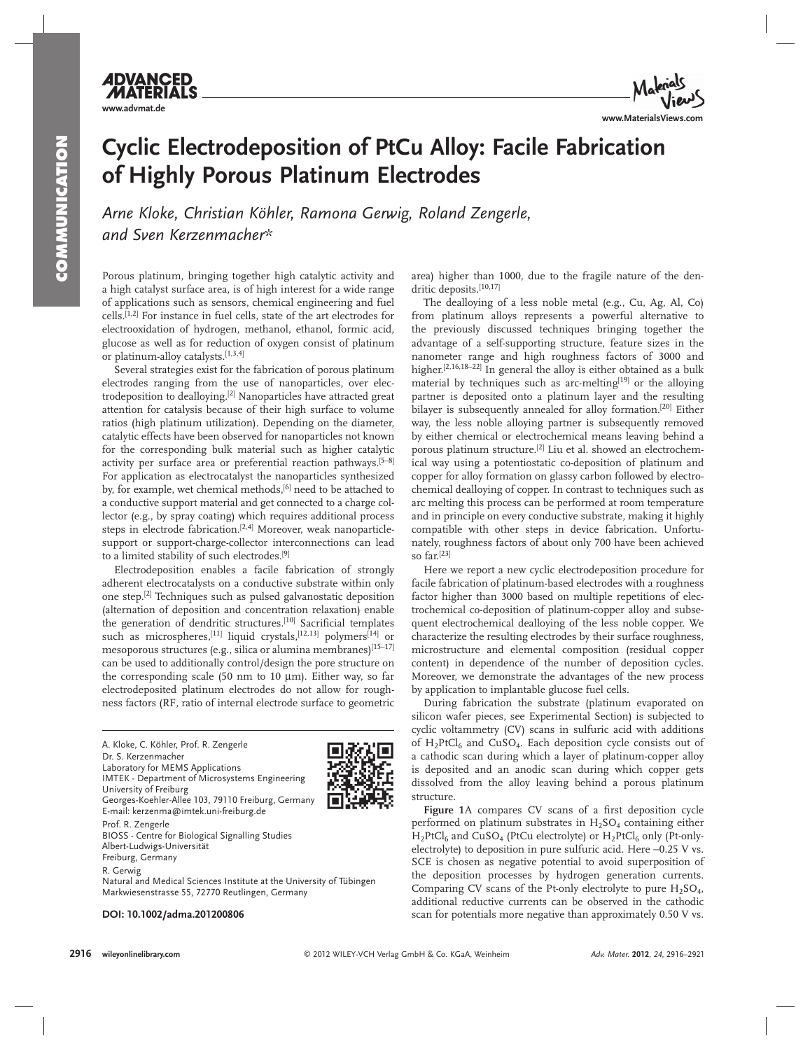# Cyclic Electrodeposition of PtCu Alloy: Facile Fabrication of Highly Porous Platinum Electrodes

*Arne Kloke, Christian Köhler, Ramona Gerwig, Roland Zengerle, and Sven Kerzenmacher\**

Porous platinum, bringing together high catalytic activity and a high catalyst surface area, is of high interest for a wide range of applications such as sensors, chemical engineering and fuel cells.[1,2] For instance in fuel cells, state of the art electrodes for electrooxidation of hydrogen, methanol, ethanol, formic acid, glucose as well as for reduction of oxygen consist of platinum or platinum-alloy catalysts.[1,3,4]

Several strategies exist for the fabrication of porous platinum electrodes ranging from the use of nanoparticles, over electrodeposition to dealloying.[2] Nanoparticles have attracted great attention for catalysis because of their high surface to volume ratios (high platinum utilization). Depending on the diameter, catalytic effects have been observed for nanoparticles not known for the corresponding bulk material such as higher catalytic activity per surface area or preferential reaction pathways.[5–8] For application as electrocatalyst the nanoparticles synthesized by, for example, wet chemical methods,[6] need to be attached to a conductive support material and get connected to a charge collector (e.g., by spray coating) which requires additional process steps in electrode fabrication.[2,4] Moreover, weak nanoparticle-support or support-charge-collector interconnections can lead to a limited stability of such electrodes.[9]

Electrodeposition enables a facile fabrication of strongly adherent electrocatalysts on a conductive substrate within only one step.[2] Techniques such as pulsed galvanostatic deposition (alternation of deposition and concentration relaxation) enable the generation of dendritic structures.[10] Sacrificial templates such as microspheres,[11] liquid crystals,[12,13] polymers[14] or mesoporous structures (e.g., silica or alumina membranes)[15–17] can be used to additionally control/design the pore structure on the corresponding scale (50 nm to 10 μm). Either way, so far electrodeposited platinum electrodes do not allow for roughness factors (RF, ratio of internal electrode surface to geometric area) higher than 1000, due to the fragile nature of the dendritic deposits.[10,17]

The dealloying of a less noble metal (e.g., Cu, Ag, Al, Co) from platinum alloys represents a powerful alternative to the previously discussed techniques bringing together the advantage of a self-supporting structure, feature sizes in the nanometer range and high roughness factors of 3000 and higher.[2,16,18–22] In general the alloy is either obtained as a bulk material by techniques such as arc-melting[19] or the alloying partner is deposited onto a platinum layer and the resulting bilayer is subsequently annealed for alloy formation.[20] Either way, the less noble alloying partner is subsequently removed by either chemical or electrochemical means leaving behind a porous platinum structure.[2] Liu et al. showed an electrochemical way using a potentiostatic co-deposition of platinum and copper for alloy formation on glassy carbon followed by electrochemical dealloying of copper. In contrast to techniques such as arc melting this process can be performed at room temperature and in principle on every conductive substrate, making it highly compatible with other steps in device fabrication. Unfortunately, roughness factors of about only 700 have been achieved so far.[23]

Here we report a new cyclic electrodeposition procedure for facile fabrication of platinum-based electrodes with a roughness factor higher than 3000 based on multiple repetitions of electrochemical co-deposition of platinum-copper alloy and subsequent electrochemical dealloying of the less noble copper. We characterize the resulting electrodes by their surface roughness, microstructure and elemental composition (residual copper content) in dependence of the number of deposition cycles. Moreover, we demonstrate the advantages of the new process by application to implantable glucose fuel cells.

During fabrication the substrate (platinum evaporated on silicon wafer pieces, see Experimental Section) is subjected to cyclic voltammetry (CV) scans in sulfuric acid with additions of $H_2PtCl_6$ and $CuSO_4$. Each deposition cycle consists out of a cathodic scan during which a layer of platinum-copper alloy is deposited and an anodic scan during which copper gets dissolved from the alloy leaving behind a porous platinum structure.

**Figure 1**A compares CV scans of a first deposition cycle performed on platinum substrates in $H_2SO_4$ containing either $H_2PtCl_6$ and $CuSO_4$ (PtCu electrolyte) or $H_2PtCl_6$ only (Pt-only-electrolyte) to deposition in pure sulfuric acid. Here –0.25 V vs. SCE is chosen as negative potential to avoid superposition of the deposition processes by hydrogen generation currents. Comparing CV scans of the Pt-only electrolyte to pure $H_2SO_4$, additional reductive currents can be observed in the cathodic scan for potentials more negative than approximately 0.50 V vs.

A. Kloke, C. Köhler, Prof. R. Zengerle
Dr. S. Kerzenmacher
Laboratory for MEMS Applications
IMTEK - Department of Microsystems Engineering
University of Freiburg
Georges-Koehler-Allee 103, 79110 Freiburg, Germany
E-mail: kerzenma@imtek.uni-freiburg.de

Prof. R. Zengerle
BIOSS - Centre for Biological Signalling Studies
Albert-Ludwigs-Universität
Freiburg, Germany

R. Gerwig
Natural and Medical Sciences Institute at the University of Tübingen
Markwiesenstrasse 55, 72770 Reutlingen, Germany

**DOI: 10.1002/adma.201200806**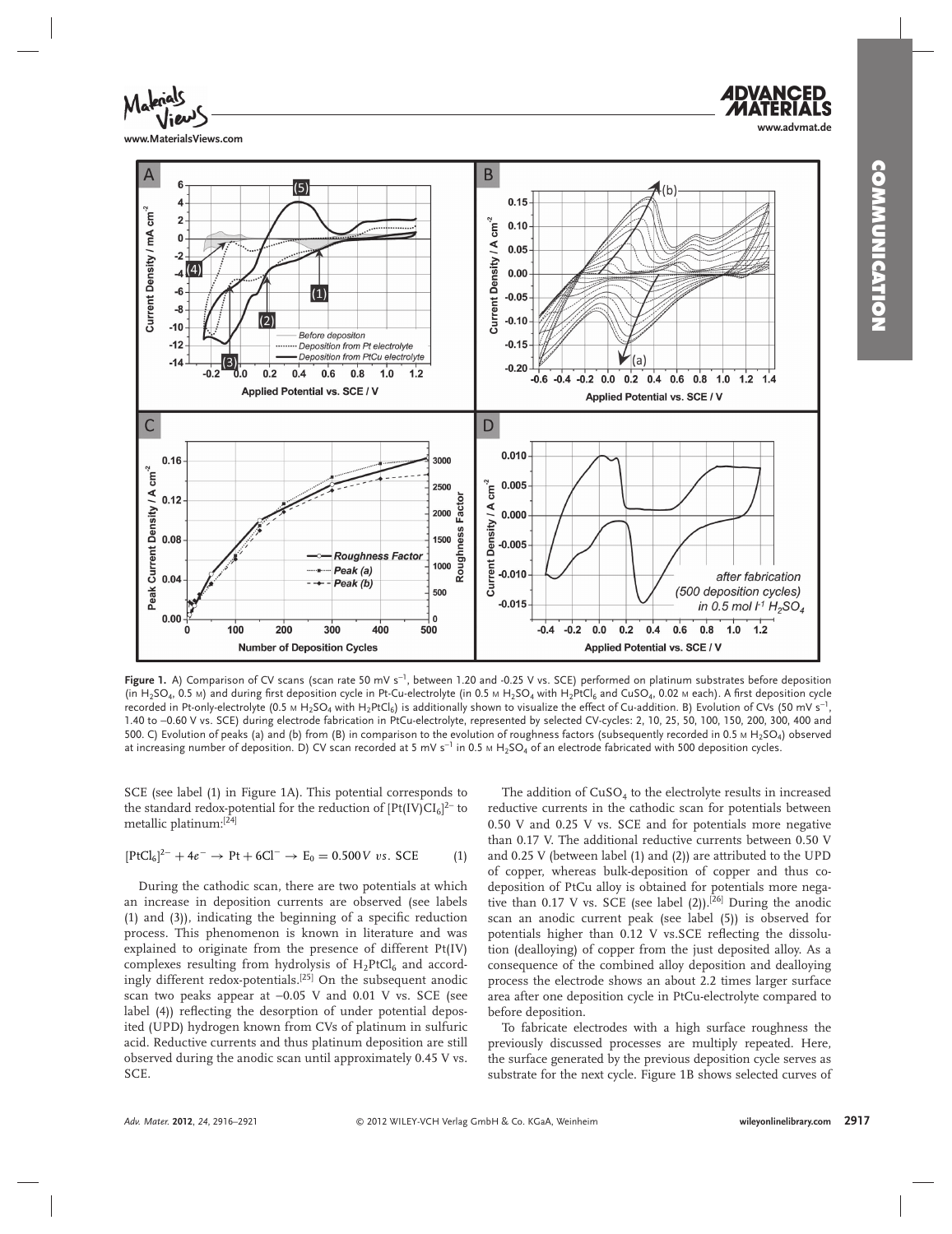**Figure 1.** A) Comparison of CV scans (scan rate 50 mV s$^{-1}$, between 1.20 and -0.25 V vs. SCE) performed on platinum substrates before deposition (in $H_2SO_4$, 0.5 M) and during first deposition cycle in Pt-Cu-electrolyte (in 0.5 M $H_2SO_4$ with $H_2PtCl_6$ and $CuSO_4$, 0.02 M each). A first deposition cycle recorded in Pt-only-electrolyte (0.5 M $H_2SO_4$ with $H_2PtCl_6$) is additionally shown to visualize the effect of Cu-addition. B) Evolution of CVs (50 mV s$^{-1}$, 1.40 to −0.60 V vs. SCE) during electrode fabrication in PtCu-electrolyte, represented by selected CV-cycles: 2, 10, 25, 50, 100, 150, 200, 300, 400 and 500. C) Evolution of peaks (a) and (b) from (B) in comparison to the evolution of roughness factors (subsequently recorded in 0.5 M $H_2SO_4$) observed at increasing number of deposition. D) CV scan recorded at 5 mV s$^{-1}$ in 0.5 M $H_2SO_4$ of an electrode fabricated with 500 deposition cycles.

SCE (see label (1) in Figure 1A). This potential corresponds to the standard redox-potential for the reduction of $[Pt(IV)Cl_6]^{2-}$ to metallic platinum:[24]

$$[PtCl_6]^{2-} + 4e^- \rightarrow Pt + 6Cl^- \rightarrow E_0 = 0.500\,V\ vs.\ \text{SCE} \qquad (1)$$

During the cathodic scan, there are two potentials at which an increase in deposition currents are observed (see labels (1) and (3)), indicating the beginning of a specific reduction process. This phenomenon is known in literature and was explained to originate from the presence of different Pt(IV) complexes resulting from hydrolysis of $H_2PtCl_6$ and accordingly different redox-potentials.[25] On the subsequent anodic scan two peaks appear at −0.05 V and 0.01 V vs. SCE (see label (4)) reflecting the desorption of under potential deposited (UPD) hydrogen known from CVs of platinum in sulfuric acid. Reductive currents and thus platinum deposition are still observed during the anodic scan until approximately 0.45 V vs. SCE.

The addition of $CuSO_4$ to the electrolyte results in increased reductive currents in the cathodic scan for potentials between 0.50 V and 0.25 V vs. SCE and for potentials more negative than 0.17 V. The additional reductive currents between 0.50 V and 0.25 V (between label (1) and (2)) are attributed to the UPD of copper, whereas bulk-deposition of copper and thus co-deposition of PtCu alloy is obtained for potentials more negative than 0.17 V vs. SCE (see label (2)).[26] During the anodic scan an anodic current peak (see label (5)) is observed for potentials higher than 0.12 V vs.SCE reflecting the dissolution (dealloying) of copper from the just deposited alloy. As a consequence of the combined alloy deposition and dealloying process the electrode shows an about 2.2 times larger surface area after one deposition cycle in PtCu-electrolyte compared to before deposition.

To fabricate electrodes with a high surface roughness the previously discussed processes are multiply repeated. Here, the surface generated by the previous deposition cycle serves as substrate for the next cycle. Figure 1B shows selected curves of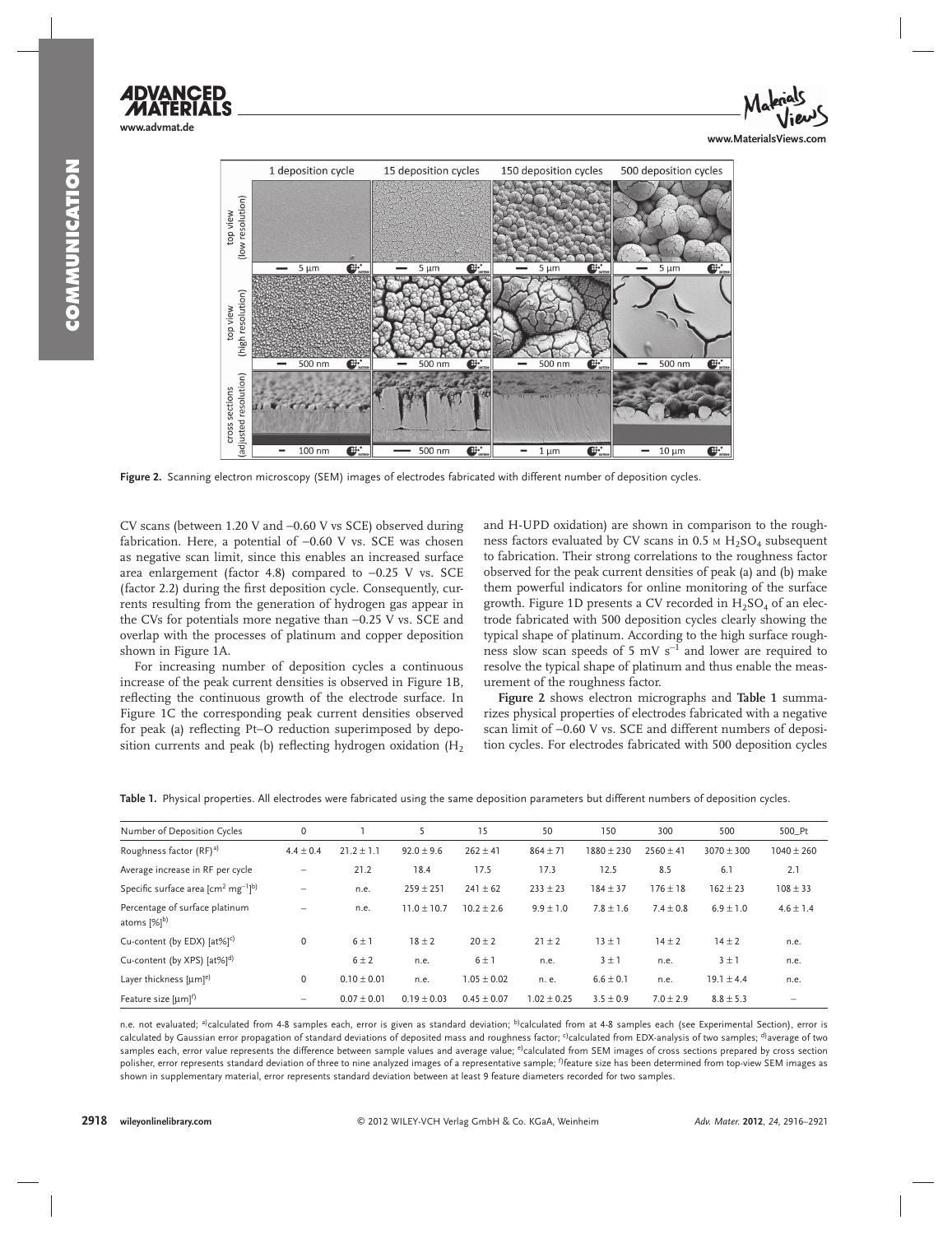Figure 2. Scanning electron microscopy (SEM) images of electrodes fabricated with different number of deposition cycles.

CV scans (between 1.20 V and –0.60 V vs SCE) observed during fabrication. Here, a potential of –0.60 V vs. SCE was chosen as negative scan limit, since this enables an increased surface area enlargement (factor 4.8) compared to –0.25 V vs. SCE (factor 2.2) during the first deposition cycle. Consequently, currents resulting from the generation of hydrogen gas appear in the CVs for potentials more negative than –0.25 V vs. SCE and overlap with the processes of platinum and copper deposition shown in Figure 1A.

For increasing number of deposition cycles a continuous increase of the peak current densities is observed in Figure 1B, reflecting the continuous growth of the electrode surface. In Figure 1C the corresponding peak current densities observed for peak (a) reflecting Pt–O reduction superimposed by deposition currents and peak (b) reflecting hydrogen oxidation ($H_2$ and H-UPD oxidation) are shown in comparison to the roughness factors evaluated by CV scans in 0.5 M $H_2SO_4$ subsequent to fabrication. Their strong correlations to the roughness factor observed for the peak current densities of peak (a) and (b) make them powerful indicators for online monitoring of the surface growth. Figure 1D presents a CV recorded in $H_2SO_4$ of an electrode fabricated with 500 deposition cycles clearly showing the typical shape of platinum. According to the high surface roughness slow scan speeds of 5 mV $s^{-1}$ and lower are required to resolve the typical shape of platinum and thus enable the measurement of the roughness factor.

**Figure 2** shows electron micrographs and **Table 1** summarizes physical properties of electrodes fabricated with a negative scan limit of –0.60 V vs. SCE and different numbers of deposition cycles. For electrodes fabricated with 500 deposition cycles

**Table 1.** Physical properties. All electrodes were fabricated using the same deposition parameters but different numbers of deposition cycles.

| Number of Deposition Cycles | 0 | 1 | 5 | 15 | 50 | 150 | 300 | 500 | 500_Pt |
|---|---|---|---|---|---|---|---|---|---|
| Roughness factor (RF)[a] | 4.4 ± 0.4 | 21.2 ± 1.1 | 92.0 ± 9.6 | 262 ± 41 | 864 ± 71 | 1880 ± 230 | 2560 ± 41 | 3070 ± 300 | 1040 ± 260 |
| Average increase in RF per cycle | – | 21.2 | 18.4 | 17.5 | 17.3 | 12.5 | 8.5 | 6.1 | 2.1 |
| Specific surface area [$cm^2$ $mg^{-1}$][b] | – | n.e. | 259 ± 251 | 241 ± 62 | 233 ± 23 | 184 ± 37 | 176 ± 18 | 162 ± 23 | 108 ± 33 |
| Percentage of surface platinum atoms [%][b] | – | n.e. | 11.0 ± 10.7 | 10.2 ± 2.6 | 9.9 ± 1.0 | 7.8 ± 1.6 | 7.4 ± 0.8 | 6.9 ± 1.0 | 4.6 ± 1.4 |
| Cu-content (by EDX) [at%][c] | 0 | 6 ± 1 | 18 ± 2 | 20 ± 2 | 21 ± 2 | 13 ± 1 | 14 ± 2 | 14 ± 2 | n.e. |
| Cu-content (by XPS) [at%][d] | | 6 ± 2 | n.e. | 6 ± 1 | n.e. | 3 ± 1 | n.e. | 3 ± 1 | n.e. |
| Layer thickness [µm][e] | 0 | 0.10 ± 0.01 | n.e. | 1.05 ± 0.02 | n. e. | 6.6 ± 0.1 | n.e. | 19.1 ± 4.4 | n.e. |
| Feature size [µm][f] | – | 0.07 ± 0.01 | 0.19 ± 0.03 | 0.45 ± 0.07 | 1.02 ± 0.25 | 3.5 ± 0.9 | 7.0 ± 2.9 | 8.8 ± 5.3 | – |

n.e. not evaluated; [a]calculated from 4-8 samples each, error is given as standard deviation; [b]calculated from at 4-8 samples each (see Experimental Section), error is calculated by Gaussian error propagation of standard deviations of deposited mass and roughness factor; [c]calculated from EDX-analysis of two samples; [d]average of two samples each, error value represents the difference between sample values and average value; [e]calculated from SEM images of cross sections prepared by cross section polisher, error represents standard deviation of three to nine analyzed images of a representative sample; [f]feature size has been determined from top-view SEM images as shown in supplementary material, error represents standard deviation between at least 9 feature diameters recorded for two samples.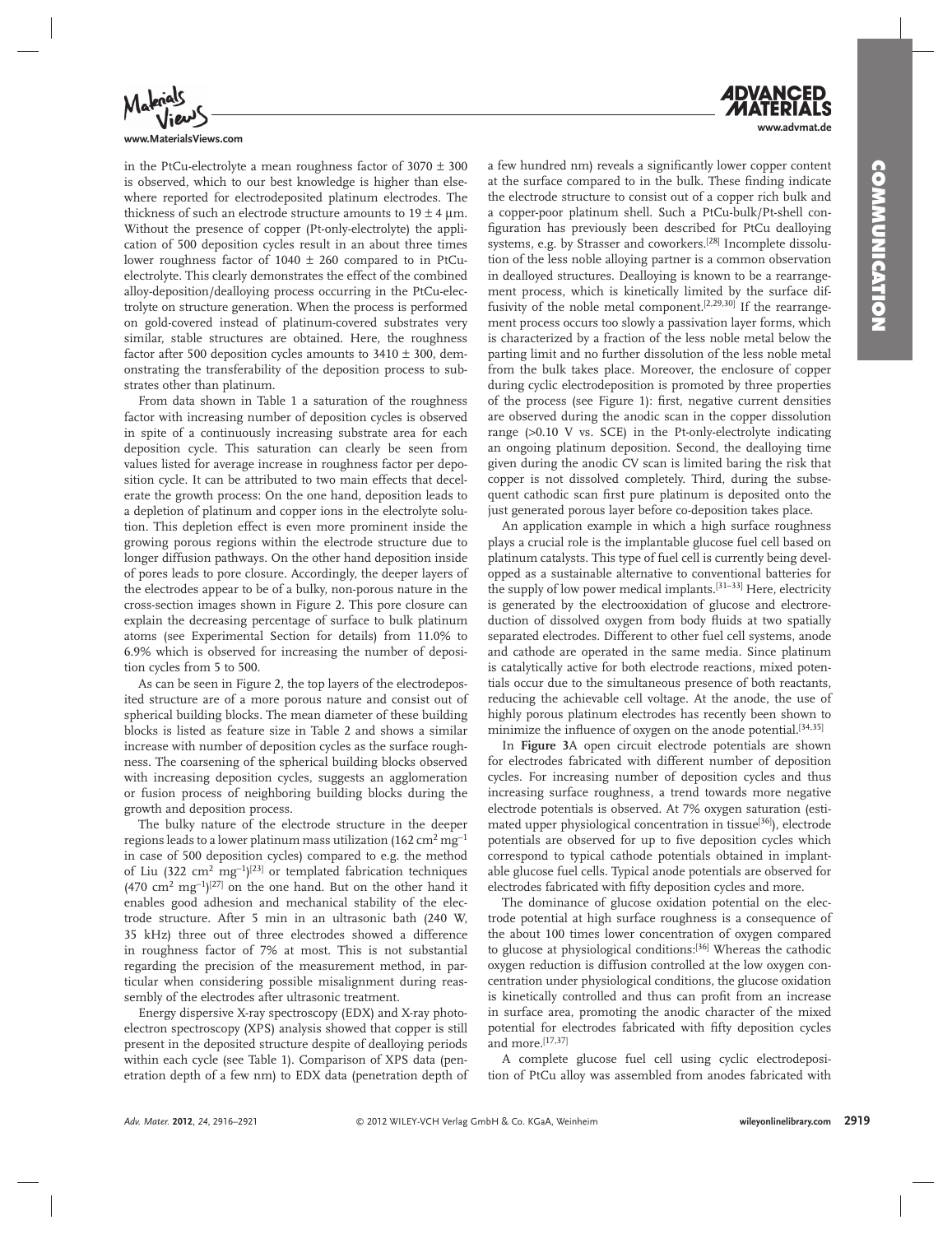in the PtCu-electrolyte a mean roughness factor of $3070 \pm 300$ is observed, which to our best knowledge is higher than elsewhere reported for electrodeposited platinum electrodes. The thickness of such an electrode structure amounts to $19 \pm 4$ µm. Without the presence of copper (Pt-only-electrolyte) the application of 500 deposition cycles result in an about three times lower roughness factor of $1040 \pm 260$ compared to in PtCu-electrolyte. This clearly demonstrates the effect of the combined alloy-deposition/dealloying process occurring in the PtCu-electrolyte on structure generation. When the process is performed on gold-covered instead of platinum-covered substrates very similar, stable structures are obtained. Here, the roughness factor after 500 deposition cycles amounts to $3410 \pm 300$, demonstrating the transferability of the deposition process to substrates other than platinum.

From data shown in Table 1 a saturation of the roughness factor with increasing number of deposition cycles is observed in spite of a continuously increasing substrate area for each deposition cycle. This saturation can clearly be seen from values listed for average increase in roughness factor per deposition cycle. It can be attributed to two main effects that decelerate the growth process: On the one hand, deposition leads to a depletion of platinum and copper ions in the electrolyte solution. This depletion effect is even more prominent inside the growing porous regions within the electrode structure due to longer diffusion pathways. On the other hand deposition inside of pores leads to pore closure. Accordingly, the deeper layers of the electrodes appear to be of a bulky, non-porous nature in the cross-section images shown in Figure 2. This pore closure can explain the decreasing percentage of surface to bulk platinum atoms (see Experimental Section for details) from 11.0% to 6.9% which is observed for increasing the number of deposition cycles from 5 to 500.

As can be seen in Figure 2, the top layers of the electrodeposited structure are of a more porous nature and consist out of spherical building blocks. The mean diameter of these building blocks is listed as feature size in Table 2 and shows a similar increase with number of deposition cycles as the surface roughness. The coarsening of the spherical building blocks observed with increasing deposition cycles, suggests an agglomeration or fusion process of neighboring building blocks during the growth and deposition process.

The bulky nature of the electrode structure in the deeper regions leads to a lower platinum mass utilization (162 $cm^2\ mg^{-1}$ in case of 500 deposition cycles) compared to e.g. the method of Liu (322 $cm^2\ mg^{-1}$)[23] or templated fabrication techniques (470 $cm^2\ mg^{-1}$)[27] on the one hand. But on the other hand it enables good adhesion and mechanical stability of the electrode structure. After 5 min in an ultrasonic bath (240 W, 35 kHz) three out of three electrodes showed a difference in roughness factor of 7% at most. This is not substantial regarding the precision of the measurement method, in particular when considering possible misalignment during reassembly of the electrodes after ultrasonic treatment.

Energy dispersive X-ray spectroscopy (EDX) and X-ray photoelectron spectroscopy (XPS) analysis showed that copper is still present in the deposited structure despite of dealloying periods within each cycle (see Table 1). Comparison of XPS data (penetration depth of a few nm) to EDX data (penetration depth of a few hundred nm) reveals a significantly lower copper content at the surface compared to in the bulk. These finding indicate the electrode structure to consist out of a copper rich bulk and a copper-poor platinum shell. Such a PtCu-bulk/Pt-shell configuration has previously been described for PtCu dealloying systems, e.g. by Strasser and coworkers.[28] Incomplete dissolution of the less noble alloying partner is a common observation in dealloyed structures. Dealloying is known to be a rearrangement process, which is kinetically limited by the surface diffusivity of the noble metal component.[2,29,30] If the rearrangement process occurs too slowly a passivation layer forms, which is characterized by a fraction of the less noble metal below the parting limit and no further dissolution of the less noble metal from the bulk takes place. Moreover, the enclosure of copper during cyclic electrodeposition is promoted by three properties of the process (see Figure 1): first, negative current densities are observed during the anodic scan in the copper dissolution range (>0.10 V vs. SCE) in the Pt-only-electrolyte indicating an ongoing platinum deposition. Second, the dealloying time given during the anodic CV scan is limited baring the risk that copper is not dissolved completely. Third, during the subsequent cathodic scan first pure platinum is deposited onto the just generated porous layer before co-deposition takes place.

An application example in which a high surface roughness plays a crucial role is the implantable glucose fuel cell based on platinum catalysts. This type of fuel cell is currently being developped as a sustainable alternative to conventional batteries for the supply of low power medical implants.[31–33] Here, electricity is generated by the electrooxidation of glucose and electroreduction of dissolved oxygen from body fluids at two spatially separated electrodes. Different to other fuel cell systems, anode and cathode are operated in the same media. Since platinum is catalytically active for both electrode reactions, mixed potentials occur due to the simultaneous presence of both reactants, reducing the achievable cell voltage. At the anode, the use of highly porous platinum electrodes has recently been shown to minimize the influence of oxygen on the anode potential.[34,35]

In **Figure 3**A open circuit electrode potentials are shown for electrodes fabricated with different number of deposition cycles. For increasing number of deposition cycles and thus increasing surface roughness, a trend towards more negative electrode potentials is observed. At 7% oxygen saturation (estimated upper physiological concentration in tissue[36]), electrode potentials are observed for up to five deposition cycles which correspond to typical cathode potentials obtained in implantable glucose fuel cells. Typical anode potentials are observed for electrodes fabricated with fifty deposition cycles and more.

The dominance of glucose oxidation potential on the electrode potential at high surface roughness is a consequence of the about 100 times lower concentration of oxygen compared to glucose at physiological conditions:[36] Whereas the cathodic oxygen reduction is diffusion controlled at the low oxygen concentration under physiological conditions, the glucose oxidation is kinetically controlled and thus can profit from an increase in surface area, promoting the anodic character of the mixed potential for electrodes fabricated with fifty deposition cycles and more.[17,37]

A complete glucose fuel cell using cyclic electrodeposition of PtCu alloy was assembled from anodes fabricated with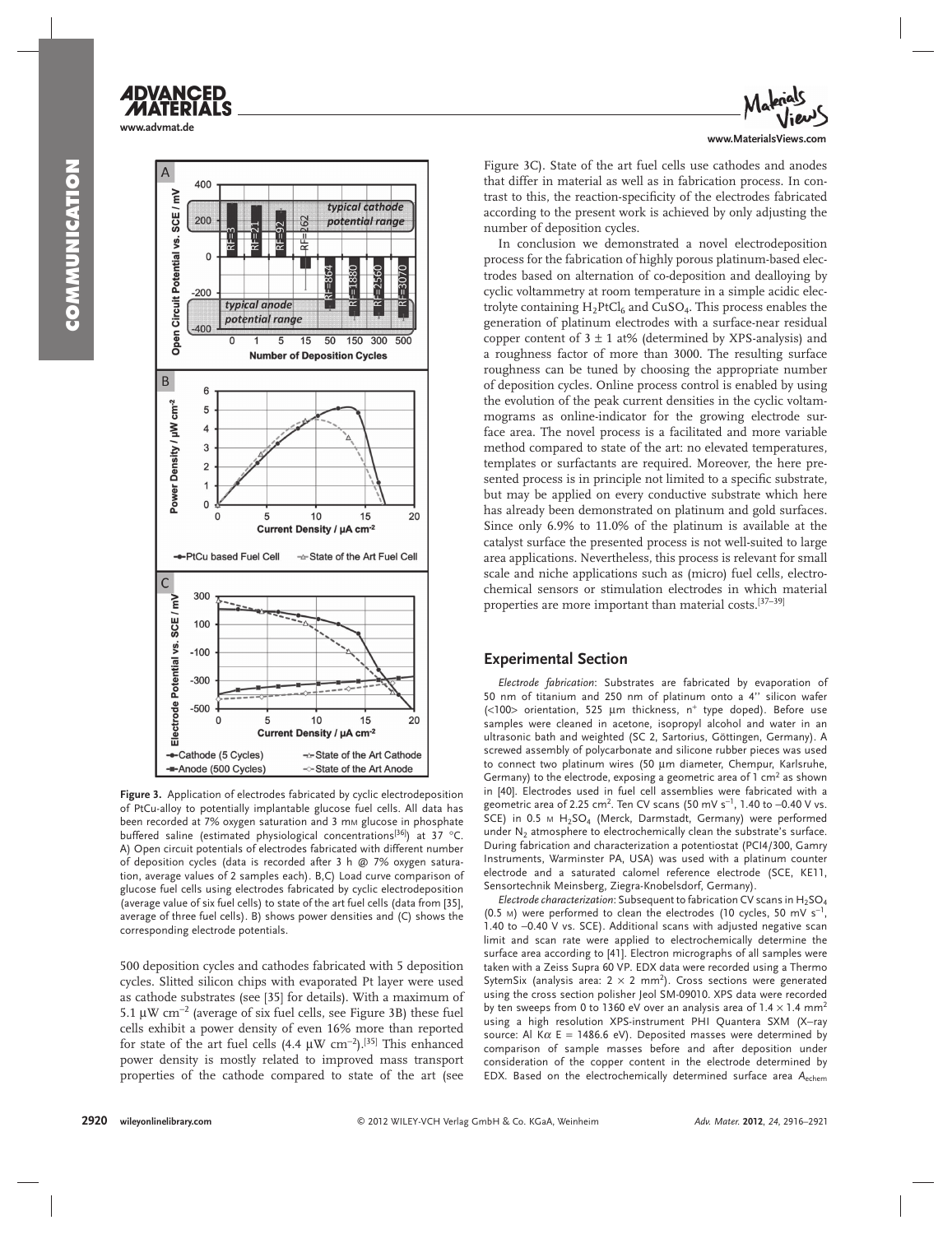Figure 3. Application of electrodes fabricated by cyclic electrodeposition of PtCu-alloy to potentially implantable glucose fuel cells. All data has been recorded at 7% oxygen saturation and 3 mM glucose in phosphate buffered saline (estimated physiological concentrations[36]) at 37 °C. A) Open circuit potentials of electrodes fabricated with different number of deposition cycles (data is recorded after 3 h @ 7% oxygen saturation, average values of 2 samples each). B,C) Load curve comparison of glucose fuel cells using electrodes fabricated by cyclic electrodeposition (average value of six fuel cells) to state of the art fuel cells (data from [35], average of three fuel cells). B) shows power densities and (C) shows the corresponding electrode potentials.

500 deposition cycles and cathodes fabricated with 5 deposition cycles. Slitted silicon chips with evaporated Pt layer were used as cathode substrates (see [35] for details). With a maximum of 5.1 μW $cm^{-2}$ (average of six fuel cells, see Figure 3B) these fuel cells exhibit a power density of even 16% more than reported for state of the art fuel cells (4.4 μW $cm^{-2}$).[35] This enhanced power density is mostly related to improved mass transport properties of the cathode compared to state of the art (see Figure 3C). State of the art fuel cells use cathodes and anodes that differ in material as well as in fabrication process. In contrast to this, the reaction-specificity of the electrodes fabricated according to the present work is achieved by only adjusting the number of deposition cycles.

In conclusion we demonstrated a novel electrodeposition process for the fabrication of highly porous platinum-based electrodes based on alternation of co-deposition and dealloying by cyclic voltammetry at room temperature in a simple acidic electrolyte containing $H_2PtCl_6$ and $CuSO_4$. This process enables the generation of platinum electrodes with a surface-near residual copper content of 3 ± 1 at% (determined by XPS-analysis) and a roughness factor of more than 3000. The resulting surface roughness can be tuned by choosing the appropriate number of deposition cycles. Online process control is enabled by using the evolution of the peak current densities in the cyclic voltammograms as online-indicator for the growing electrode surface area. The novel process is a facilitated and more variable method compared to state of the art: no elevated temperatures, templates or surfactants are required. Moreover, the here presented process is in principle not limited to a specific substrate, but may be applied on every conductive substrate which here has already been demonstrated on platinum and gold surfaces. Since only 6.9% to 11.0% of the platinum is available at the catalyst surface the presented process is not well-suited to large area applications. Nevertheless, this process is relevant for small scale and niche applications such as (micro) fuel cells, electrochemical sensors or stimulation electrodes in which material properties are more important than material costs.[37–39]

## Experimental Section

*Electrode fabrication*: Substrates are fabricated by evaporation of 50 nm of titanium and 250 nm of platinum onto a 4'' silicon wafer (<100> orientation, 525 μm thickness, $n^+$ type doped). Before use samples were cleaned in acetone, isopropyl alcohol and water in an ultrasonic bath and weighted (SC 2, Sartorius, Göttingen, Germany). A screwed assembly of polycarbonate and silicone rubber pieces was used to connect two platinum wires (50 μm diameter, Chempur, Karlsruhe, Germany) to the electrode, exposing a geometric area of 1 $cm^2$ as shown in [40]. Electrodes used in fuel cell assemblies were fabricated with a geometric area of 2.25 $cm^2$. Ten CV scans (50 mV $s^{-1}$, 1.40 to –0.40 V vs. SCE) in 0.5 M $H_2SO_4$ (Merck, Darmstadt, Germany) were performed under $N_2$ atmosphere to electrochemically clean the substrate's surface. During fabrication and characterization a potentiostat (PCI4/300, Gamry Instruments, Warminster PA, USA) was used with a platinum counter electrode and a saturated calomel reference electrode (SCE, KE11, Sensortechnik Meinsberg, Ziegra-Knobelsdorf, Germany).

*Electrode characterization*: Subsequent to fabrication CV scans in $H_2SO_4$ (0.5 M) were performed to clean the electrodes (10 cycles, 50 mV $s^{-1}$, 1.40 to –0.40 V vs. SCE). Additional scans with adjusted negative scan limit and scan rate were applied to electrochemically determine the surface area according to [41]. Electron micrographs of all samples were taken with a Zeiss Supra 60 VP. EDX data were recorded using a Thermo SytemSix (analysis area: 2 × 2 $mm^2$). Cross sections were generated using the cross section polisher Jeol SM-09010. XPS data were recorded by ten sweeps from 0 to 1360 eV over an analysis area of 1.4 × 1.4 $mm^2$ using a high resolution XPS-instrument PHI Quantera SXM (X–ray source: Al Kα E = 1486.6 eV). Deposited masses were determined by comparison of sample masses before and after deposition under consideration of the copper content in the electrode determined by EDX. Based on the electrochemically determined surface area $A_{echem}$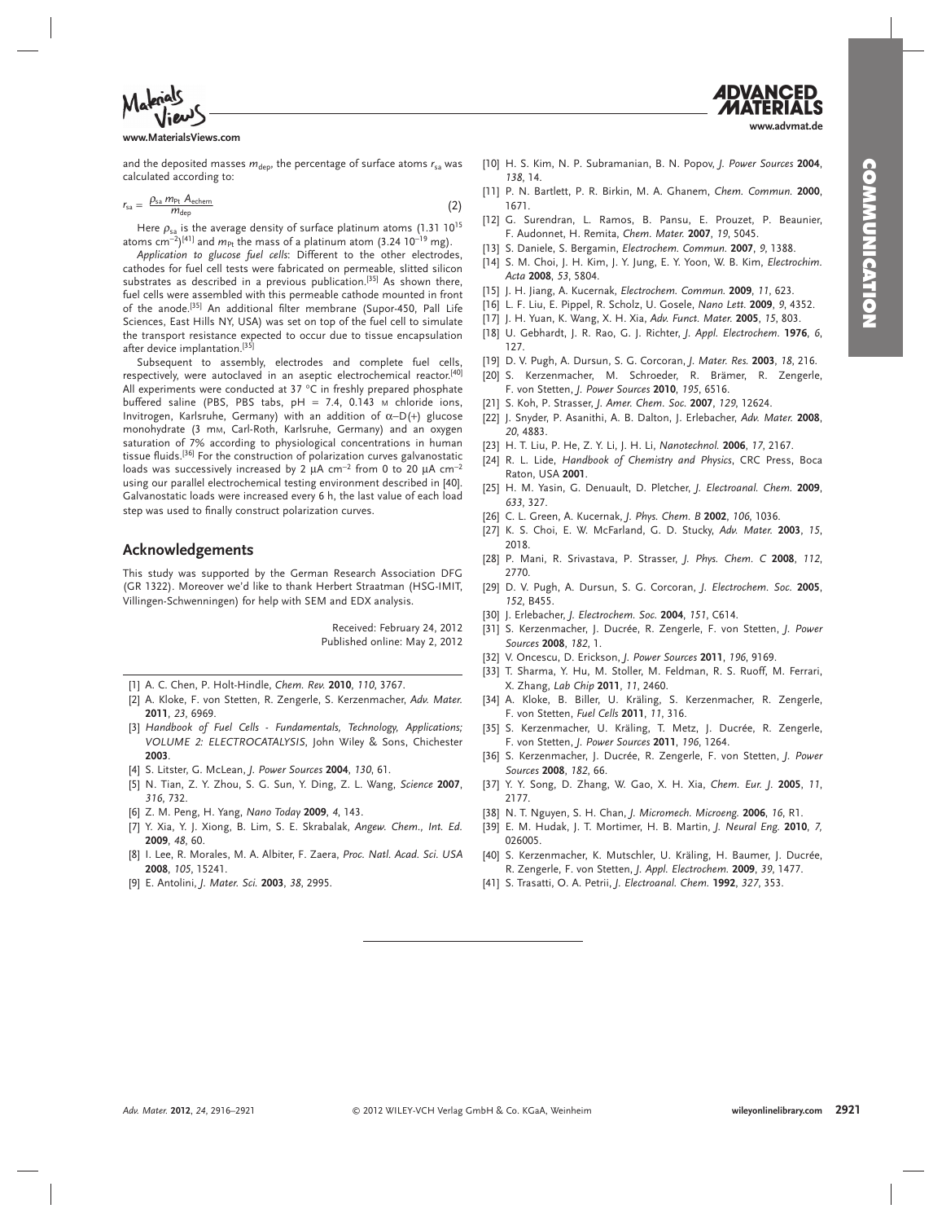and the deposited masses $m_{dep}$, the percentage of surface atoms $r_{sa}$ was calculated according to:

$$r_{sa} = \frac{\rho_{sa}\, m_{Pt}\, A_{echem}}{m_{dep}} \quad (2)$$

Here $\rho_{sa}$ is the average density of surface platinum atoms (1.31 $10^{15}$ atoms $cm^{-2}$)[41] and $m_{Pt}$ the mass of a platinum atom (3.24 $10^{-19}$ mg).

*Application to glucose fuel cells*: Different to the other electrodes, cathodes for fuel cell tests were fabricated on permeable, slitted silicon substrates as described in a previous publication.[35] As shown there, fuel cells were assembled with this permeable cathode mounted in front of the anode.[35] An additional filter membrane (Supor-450, Pall Life Sciences, East Hills NY, USA) was set on top of the fuel cell to simulate the transport resistance expected to occur due to tissue encapsulation after device implantation.[35]

Subsequent to assembly, electrodes and complete fuel cells, respectively, were autoclaved in an aseptic electrochemical reactor.[40] All experiments were conducted at 37 °C in freshly prepared phosphate buffered saline (PBS, PBS tabs, pH = 7.4, 0.143 M chloride ions, Invitrogen, Karlsruhe, Germany) with an addition of α–D(+) glucose monohydrate (3 mM, Carl-Roth, Karlsruhe, Germany) and an oxygen saturation of 7% according to physiological concentrations in human tissue fluids.[36] For the construction of polarization curves galvanostatic loads was successively increased by 2 μA $cm^{-2}$ from 0 to 20 μA $cm^{-2}$ using our parallel electrochemical testing environment described in [40]. Galvanostatic loads were increased every 6 h, the last value of each load step was used to finally construct polarization curves.

## Acknowledgements

This study was supported by the German Research Association DFG (GR 1322). Moreover we'd like to thank Herbert Straatman (HSG-IMIT, Villingen-Schwenningen) for help with SEM and EDX analysis.

Received: February 24, 2012
Published online: May 2, 2012

[1] A. C. Chen, P. Holt-Hindle, *Chem. Rev.* **2010**, *110*, 3767.
[2] A. Kloke, F. von Stetten, R. Zengerle, S. Kerzenmacher, *Adv. Mater.* **2011**, *23*, 6969.
[3] *Handbook of Fuel Cells - Fundamentals, Technology, Applications; VOLUME 2: ELECTROCATALYSIS*, John Wiley & Sons, Chichester **2003**.
[4] S. Litster, G. McLean, *J. Power Sources* **2004**, *130*, 61.
[5] N. Tian, Z. Y. Zhou, S. G. Sun, Y. Ding, Z. L. Wang, *Science* **2007**, *316*, 732.
[6] Z. M. Peng, H. Yang, *Nano Today* **2009**, *4*, 143.
[7] Y. Xia, Y. J. Xiong, B. Lim, S. E. Skrabalak, *Angew. Chem., Int. Ed.* **2009**, *48*, 60.
[8] I. Lee, R. Morales, M. A. Albiter, F. Zaera, *Proc. Natl. Acad. Sci. USA* **2008**, *105*, 15241.
[9] E. Antolini, *J. Mater. Sci.* **2003**, *38*, 2995.
[10] H. S. Kim, N. P. Subramanian, B. N. Popov, *J. Power Sources* **2004**, *138*, 14.
[11] P. N. Bartlett, P. R. Birkin, M. A. Ghanem, *Chem. Commun.* **2000**, 1671.
[12] G. Surendran, L. Ramos, B. Pansu, E. Prouzet, P. Beaunier, F. Audonnet, H. Remita, *Chem. Mater.* **2007**, *19*, 5045.
[13] S. Daniele, S. Bergamin, *Electrochem. Commun.* **2007**, *9*, 1388.
[14] S. M. Choi, J. H. Kim, J. Y. Jung, E. Y. Yoon, W. B. Kim, *Electrochim. Acta* **2008**, *53*, 5804.
[15] J. H. Jiang, A. Kucernak, *Electrochem. Commun.* **2009**, *11*, 623.
[16] L. F. Liu, E. Pippel, R. Scholz, U. Gosele, *Nano Lett.* **2009**, *9*, 4352.
[17] J. H. Yuan, K. Wang, X. H. Xia, *Adv. Funct. Mater.* **2005**, *15*, 803.
[18] U. Gebhardt, J. R. Rao, G. J. Richter, *J. Appl. Electrochem.* **1976**, *6*, 127.
[19] D. V. Pugh, A. Dursun, S. G. Corcoran, *J. Mater. Res.* **2003**, *18*, 216.
[20] S. Kerzenmacher, M. Schroeder, R. Brämer, R. Zengerle, F. von Stetten, *J. Power Sources* **2010**, *195*, 6516.
[21] S. Koh, P. Strasser, *J. Amer. Chem. Soc.* **2007**, *129*, 12624.
[22] J. Snyder, P. Asanithi, A. B. Dalton, J. Erlebacher, *Adv. Mater.* **2008**, *20*, 4883.
[23] H. T. Liu, P. He, Z. Y. Li, J. H. Li, *Nanotechnol.* **2006**, *17*, 2167.
[24] R. L. Lide, *Handbook of Chemistry and Physics*, CRC Press, Boca Raton, USA **2001**.
[25] H. M. Yasin, G. Denuault, D. Pletcher, *J. Electroanal. Chem.* **2009**, *633*, 327.
[26] C. L. Green, A. Kucernak, *J. Phys. Chem. B* **2002**, *106*, 1036.
[27] K. S. Choi, E. W. McFarland, G. D. Stucky, *Adv. Mater.* **2003**, *15*, 2018.
[28] P. Mani, R. Srivastava, P. Strasser, *J. Phys. Chem. C* **2008**, *112*, 2770.
[29] D. V. Pugh, A. Dursun, S. G. Corcoran, *J. Electrochem. Soc.* **2005**, *152*, B455.
[30] J. Erlebacher, *J. Electrochem. Soc.* **2004**, *151*, C614.
[31] S. Kerzenmacher, J. Ducrée, R. Zengerle, F. von Stetten, *J. Power Sources* **2008**, *182*, 1.
[32] V. Oncescu, D. Erickson, *J. Power Sources* **2011**, *196*, 9169.
[33] T. Sharma, Y. Hu, M. Stoller, M. Feldman, R. S. Ruoff, M. Ferrari, X. Zhang, *Lab Chip* **2011**, *11*, 2460.
[34] A. Kloke, B. Biller, U. Kräling, S. Kerzenmacher, R. Zengerle, F. von Stetten, *Fuel Cells* **2011**, *11*, 316.
[35] S. Kerzenmacher, U. Kräling, T. Metz, J. Ducrée, R. Zengerle, F. von Stetten, *J. Power Sources* **2011**, *196*, 1264.
[36] S. Kerzenmacher, J. Ducrée, R. Zengerle, F. von Stetten, *J. Power Sources* **2008**, *182*, 66.
[37] Y. Y. Song, D. Zhang, W. Gao, X. H. Xia, *Chem. Eur. J.* **2005**, *11*, 2177.
[38] N. T. Nguyen, S. H. Chan, *J. Micromech. Microeng.* **2006**, *16*, R1.
[39] E. M. Hudak, J. T. Mortimer, H. B. Martin, *J. Neural Eng.* **2010**, *7*, 026005.
[40] S. Kerzenmacher, K. Mutschler, U. Kräling, H. Baumer, J. Ducrée, R. Zengerle, F. von Stetten, *J. Appl. Electrochem.* **2009**, *39*, 1477.
[41] S. Trasatti, O. A. Petrii, *J. Electroanal. Chem.* **1992**, *327*, 353.